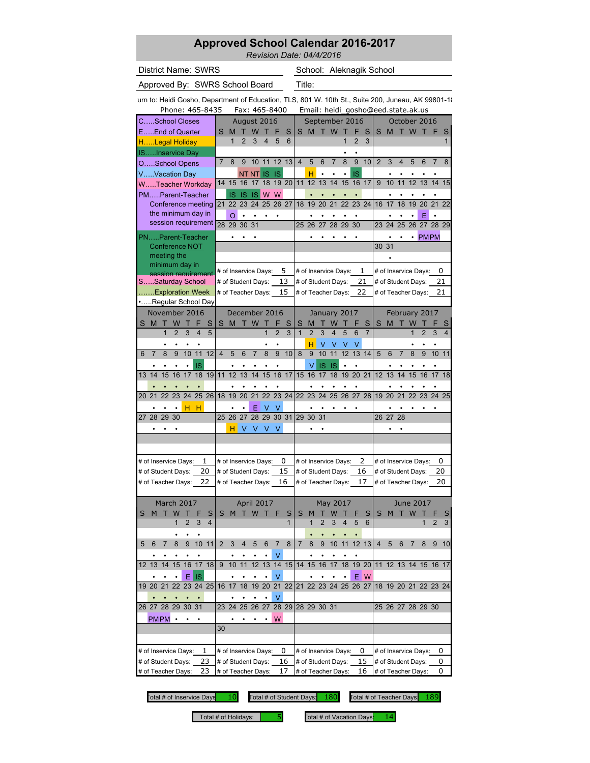# Approved School Calendar 2016-2017

*Revision Date: 04/4/2016*

District Name: SWRS — School: Aleknagik School

Approved By: SWRS School Board — Title:

Return to: Heidi Gosho, Department of Education, TLS, 801 W. 10th St., Suite 200, Juneau, AK 99801-18

Phone: 465-8435 Fax: 465-8400 Email: heidi_gosho@eed.state.ak.us

**Legend**

- C.....School Closes
- E.....End of Quarter
- H.....Legal Holiday
- IS.....Inservice Day
- O.....School Opens
- V.....Vacation Day
- W.....Teacher Workday
- PM.....Parent-Teacher Conference meeting the minimum day in session requirement
- PN.....Parent-Teacher Conference NOT meeting the minimum day in session requirement
- S.....Saturday School
- .......Exploration Week
- •.....Regular School Day

## August 2016

| S | M | T | W | T | F | S |
|---|---|---|---|---|---|---|
| | 1 | 2 | 3 | 4 | 5 | 6 |
| 7 | 8 | 9 | 10 | 11 | 12 | 13 |
| | | NT | NT | IS | IS | |
| 14 | 15 | 16 | 17 | 18 | 19 | 20 |
| | IS | IS | IS | W | W | |
| 21 | 22 | 23 | 24 | 25 | 26 | 27 |
| | O | • | • | • | • | |
| 28 | 29 | 30 | 31 | | | |
| | • | • | • | | | |

\# of Inservice Days: 5; # of Student Days: 13; # of Teacher Days: 15

## September 2016

| S | M | T | W | T | F | S |
|---|---|---|---|---|---|---|
| | | | | 1 | 2 | 3 |
| | | | | • | • | |
| 4 | 5 | 6 | 7 | 8 | 9 | 10 |
| | H | • | • | • | IS | |
| 11 | 12 | 13 | 14 | 15 | 16 | 17 |
| | • | • | • | • | • | |
| 18 | 19 | 20 | 21 | 22 | 23 | 24 |
| | • | • | • | • | • | |
| 25 | 26 | 27 | 28 | 29 | 30 | |
| | • | • | • | • | • | |

\# of Inservice Days: 1; # of Student Days: 21; # of Teacher Days: 22

## October 2016

| S | M | T | W | T | F | S |
|---|---|---|---|---|---|---|
| | | | | | | 1 |
| 2 | 3 | 4 | 5 | 6 | 7 | 8 |
| | • | • | • | • | • | |
| 9 | 10 | 11 | 12 | 13 | 14 | 15 |
| | • | • | • | • | • | |
| 16 | 17 | 18 | 19 | 20 | 21 | 22 |
| | • | • | • | E | • | |
| 23 | 24 | 25 | 26 | 27 | 28 | 29 |
| | • | • | • | PM | PM | |
| 30 | 31 | | | | | |
| | • | | | | | |

\# of Inservice Days: 0; # of Student Days: 21; # of Teacher Days: 21

## November 2016

| S | M | T | W | T | F | S |
|---|---|---|---|---|---|---|
| | | 1 | 2 | 3 | 4 | 5 |
| | | • | • | • | • | |
| 6 | 7 | 8 | 9 | 10 | 11 | 12 |
| | • | • | • | • | IS | |
| 13 | 14 | 15 | 16 | 17 | 18 | 19 |
| | • | • | • | • | • | |
| 20 | 21 | 22 | 23 | 24 | 25 | 26 |
| | • | • | • | H | H | |
| 27 | 28 | 29 | 30 | | | |
| | • | • | • | | | |

\# of Inservice Days: 1; # of Student Days: 20; # of Teacher Days: 22

## December 2016

| S | M | T | W | T | F | S |
|---|---|---|---|---|---|---|
| | | | | 1 | 2 | 3 |
| | | | | • | • | |
| 4 | 5 | 6 | 7 | 8 | 9 | 10 |
| | • | • | • | • | • | |
| 11 | 12 | 13 | 14 | 15 | 16 | 17 |
| | • | • | • | • | • | |
| 18 | 19 | 20 | 21 | 22 | 23 | 24 |
| | • | • | E | V | V | |
| 25 | 26 | 27 | 28 | 29 | 30 | 31 |
| | H | V | V | V | V | |

\# of Inservice Days: 0; # of Student Days: 15; # of Teacher Days: 16

## January 2017

| S | M | T | W | T | F | S |
|---|---|---|---|---|---|---|
| 1 | 2 | 3 | 4 | 5 | 6 | 7 |
| | H | V | V | V | V | |
| 8 | 9 | 10 | 11 | 12 | 13 | 14 |
| | V | IS | IS | • | • | |
| 15 | 16 | 17 | 18 | 19 | 20 | 21 |
| | • | • | • | • | • | |
| 22 | 23 | 24 | 25 | 26 | 27 | 28 |
| | • | • | • | • | • | |
| 29 | 30 | 31 | | | | |
| | • | • | | | | |

\# of Inservice Days: 2; # of Student Days: 16; # of Teacher Days: 17

## February 2017

| S | M | T | W | T | F | S |
|---|---|---|---|---|---|---|
| | | | 1 | 2 | 3 | 4 |
| | | | • | • | • | |
| 5 | 6 | 7 | 8 | 9 | 10 | 11 |
| | • | • | • | • | • | |
| 12 | 13 | 14 | 15 | 16 | 17 | 18 |
| | • | • | • | • | • | |
| 19 | 20 | 21 | 22 | 23 | 24 | 25 |
| | • | • | • | • | • | |
| 26 | 27 | 28 | | | | |
| | • | • | | | | |

\# of Inservice Days: 0; # of Student Days: 20; # of Teacher Days: 20

## March 2017

| S | M | T | W | T | F | S |
|---|---|---|---|---|---|---|
| | | | 1 | 2 | 3 | 4 |
| | | | • | • | • | |
| 5 | 6 | 7 | 8 | 9 | 10 | 11 |
| | • | • | • | • | • | |
| 12 | 13 | 14 | 15 | 16 | 17 | 18 |
| | • | • | • | E | IS | |
| 19 | 20 | 21 | 22 | 23 | 24 | 25 |
| | • | • | • | • | • | |
| 26 | 27 | 28 | 29 | 30 | 31 | |
| | PM | PM | • | • | • | |

\# of Inservice Days: 1; # of Student Days: 23; # of Teacher Days: 23

## April 2017

| S | M | T | W | T | F | S |
|---|---|---|---|---|---|---|
| | | | | | | 1 |
| 2 | 3 | 4 | 5 | 6 | 7 | 8 |
| | • | • | • | • | V | |
| 9 | 10 | 11 | 12 | 13 | 14 | 15 |
| | • | • | • | • | V | |
| 16 | 17 | 18 | 19 | 20 | 21 | 22 |
| | • | • | • | • | V | |
| 23 | 24 | 25 | 26 | 27 | 28 | 29 |
| | • | • | • | • | W | |
| 30 | | | | | | |

\# of Inservice Days: 0; # of Student Days: 16; # of Teacher Days: 17

## May 2017

| S | M | T | W | T | F | S |
|---|---|---|---|---|---|---|
| | 1 | 2 | 3 | 4 | 5 | 6 |
| | • | • | • | • | • | |
| 7 | 8 | 9 | 10 | 11 | 12 | 13 |
| | • | • | • | • | • | |
| 14 | 15 | 16 | 17 | 18 | 19 | 20 |
| | • | • | • | • | E | W |
| 21 | 22 | 23 | 24 | 25 | 26 | 27 |
| 28 | 29 | 30 | 31 | | | |

\# of Inservice Days: 0; # of Student Days: 15; # of Teacher Days: 16

## June 2017

| S | M | T | W | T | F | S |
|---|---|---|---|---|---|---|
| | | | | 1 | 2 | 3 |
| 4 | 5 | 6 | 7 | 8 | 9 | 10 |
| 11 | 12 | 13 | 14 | 15 | 16 | 17 |
| 18 | 19 | 20 | 21 | 22 | 23 | 24 |
| 25 | 26 | 27 | 28 | 29 | 30 | |

\# of Inservice Days: 0; # of Student Days: 0; # of Teacher Days: 0

## Totals

| Total # of Inservice Days | Total # of Student Days | Total # of Teacher Days | Total # of Holidays | Total # of Vacation Days |
|---|---|---|---|---|
| 10 | 180 | 189 | 5 | 14 |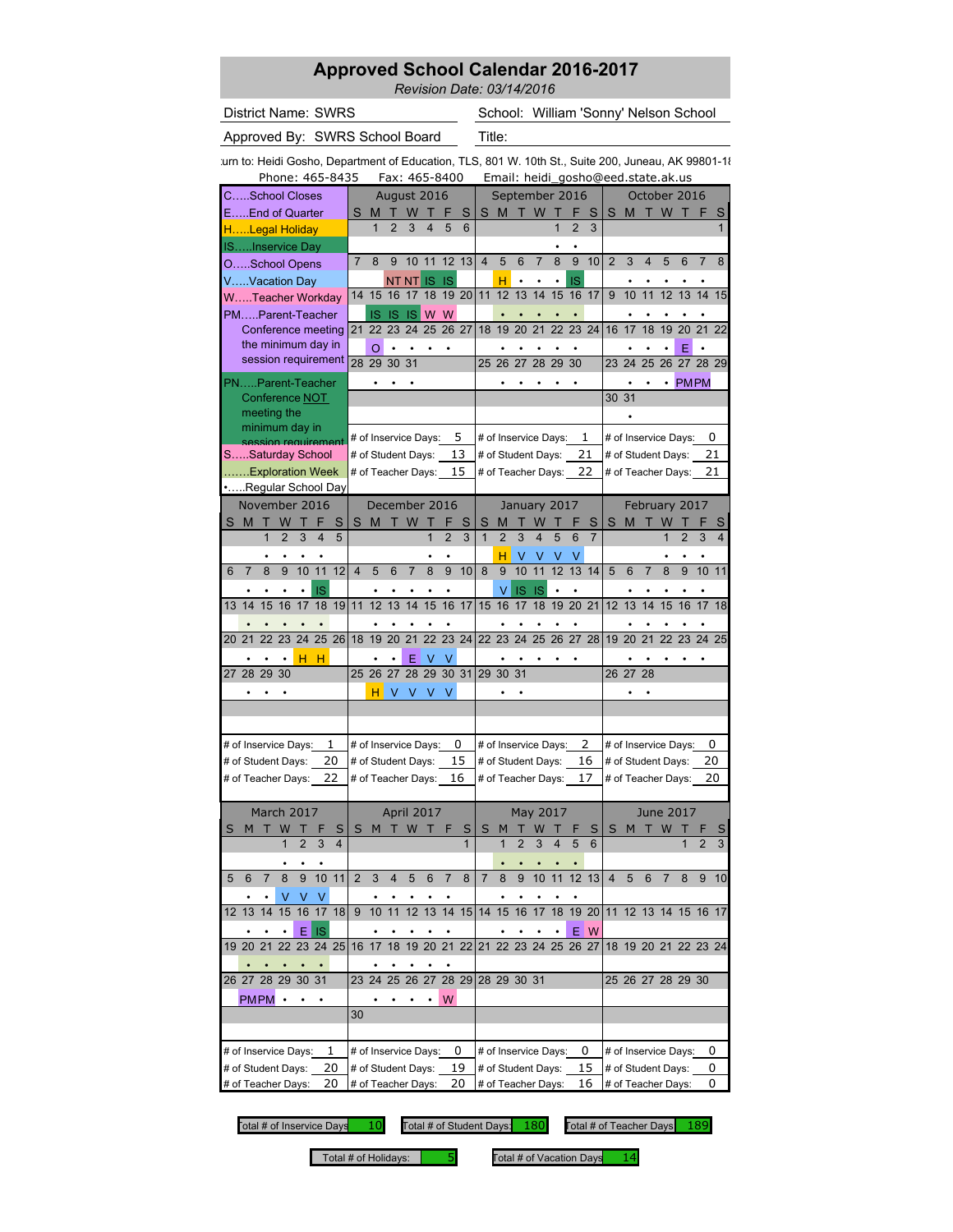# Approved School Calendar 2016-2017

*Revision Date: 03/14/2016*

District Name: SWRS

School: William 'Sonny' Nelson School

Approved By: SWRS School Board

Title:

urn to: Heidi Gosho, Department of Education, TLS, 801 W. 10th St., Suite 200, Juneau, AK 99801-18

Phone: 465-8435 Fax: 465-8400 Email: heidi_gosho@eed.state.ak.us

**Legend**

- C.....School Closes
- E.....End of Quarter
- H.....Legal Holiday
- IS.....Inservice Day
- O.....School Opens
- V.....Vacation Day
- W.....Teacher Workday
- PM.....Parent-Teacher Conference meeting the minimum day in session requirement
- PN.....Parent-Teacher Conference NOT meeting the minimum day in session requirement
- S.....Saturday School
- .......Exploration Week
- •.....Regular School Day

## August 2016

| S | M | T | W | T | F | S |
|---|---|---|---|---|---|---|
| | 1 | 2 | 3 | 4 | 5 | 6 |
| 7 | 8 | 9 | 10 | 11 | 12 | 13 |
| | | NT | NT | IS | IS | |
| 14 | 15 | 16 | 17 | 18 | 19 | 20 |
| | IS | IS | IS | W | W | |
| 21 | 22 | 23 | 24 | 25 | 26 | 27 |
| | O | • | • | • | • | |
| 28 | 29 | 30 | 31 | | | |
| | • | • | • | | | |

of Inservice Days: 5
of Student Days: 13
of Teacher Days: 15

## September 2016

| S | M | T | W | T | F | S |
|---|---|---|---|---|---|---|
| | | | | 1 | 2 | 3 |
| | | | | • | • | |
| 4 | 5 | 6 | 7 | 8 | 9 | 10 |
| | H | • | • | • | IS | |
| 11 | 12 | 13 | 14 | 15 | 16 | 17 |
| | • | • | • | • | • | |
| 18 | 19 | 20 | 21 | 22 | 23 | 24 |
| | • | • | • | • | • | |
| 25 | 26 | 27 | 28 | 29 | 30 | |
| | • | • | • | • | • | |

of Inservice Days: 1
of Student Days: 21
of Teacher Days: 22

## October 2016

| S | M | T | W | T | F | S |
|---|---|---|---|---|---|---|
| | | | | | | 1 |
| 2 | 3 | 4 | 5 | 6 | 7 | 8 |
| | • | • | • | • | • | |
| 9 | 10 | 11 | 12 | 13 | 14 | 15 |
| | • | • | • | • | • | |
| 16 | 17 | 18 | 19 | 20 | 21 | 22 |
| | • | • | • | E | • | |
| 23 | 24 | 25 | 26 | 27 | 28 | 29 |
| | • | • | • | PM | PM | |
| 30 | 31 | | | | | |
| | • | | | | | |

of Inservice Days: 0
of Student Days: 21
of Teacher Days: 21

## November 2016

| S | M | T | W | T | F | S |
|---|---|---|---|---|---|---|
| | | 1 | 2 | 3 | 4 | 5 |
| | | • | • | • | • | |
| 6 | 7 | 8 | 9 | 10 | 11 | 12 |
| | • | • | • | • | IS | |
| 13 | 14 | 15 | 16 | 17 | 18 | 19 |
| | • | • | • | • | • | |
| 20 | 21 | 22 | 23 | 24 | 25 | 26 |
| | • | • | • | H | H | |
| 27 | 28 | 29 | 30 | | | |
| | • | • | • | | | |

of Inservice Days: 1
of Student Days: 20
of Teacher Days: 22

## December 2016

| S | M | T | W | T | F | S |
|---|---|---|---|---|---|---|
| | | | | 1 | 2 | 3 |
| | | | | • | • | |
| 4 | 5 | 6 | 7 | 8 | 9 | 10 |
| | • | • | • | • | • | |
| 11 | 12 | 13 | 14 | 15 | 16 | 17 |
| | • | • | • | • | • | |
| 18 | 19 | 20 | 21 | 22 | 23 | 24 |
| | • | • | E | V | V | |
| 25 | 26 | 27 | 28 | 29 | 30 | 31 |
| | H | V | V | V | V | |

of Inservice Days: 0
of Student Days: 15
of Teacher Days: 16

## January 2017

| S | M | T | W | T | F | S |
|---|---|---|---|---|---|---|
| 1 | 2 | 3 | 4 | 5 | 6 | 7 |
| | H | V | V | V | V | |
| 8 | 9 | 10 | 11 | 12 | 13 | 14 |
| | V | IS | IS | • | • | |
| 15 | 16 | 17 | 18 | 19 | 20 | 21 |
| | • | • | • | • | • | |
| 22 | 23 | 24 | 25 | 26 | 27 | 28 |
| | • | • | • | • | • | |
| 29 | 30 | 31 | | | | |
| | • | • | | | | |

of Inservice Days: 2
of Student Days: 16
of Teacher Days: 17

## February 2017

| S | M | T | W | T | F | S |
|---|---|---|---|---|---|---|
| | | | 1 | 2 | 3 | 4 |
| | | | • | • | • | |
| 5 | 6 | 7 | 8 | 9 | 10 | 11 |
| | • | • | • | • | • | |
| 12 | 13 | 14 | 15 | 16 | 17 | 18 |
| | • | • | • | • | • | |
| 19 | 20 | 21 | 22 | 23 | 24 | 25 |
| | • | • | • | • | • | |
| 26 | 27 | 28 | | | | |
| | • | • | | | | |

of Inservice Days: 0
of Student Days: 20
of Teacher Days: 20

## March 2017

| S | M | T | W | T | F | S |
|---|---|---|---|---|---|---|
| | | | 1 | 2 | 3 | 4 |
| | | | • | • | • | |
| 5 | 6 | 7 | 8 | 9 | 10 | 11 |
| | • | • | V | V | V | |
| 12 | 13 | 14 | 15 | 16 | 17 | 18 |
| | • | • | • | E | IS | |
| 19 | 20 | 21 | 22 | 23 | 24 | 25 |
| | • | • | • | • | • | |
| 26 | 27 | 28 | 29 | 30 | 31 | |
| | PM | PM | • | • | • | |

of Inservice Days: 1
of Student Days: 20
of Teacher Days: 20

## April 2017

| S | M | T | W | T | F | S |
|---|---|---|---|---|---|---|
| | | | | | | 1 |
| 2 | 3 | 4 | 5 | 6 | 7 | 8 |
| | • | • | • | • | • | |
| 9 | 10 | 11 | 12 | 13 | 14 | 15 |
| | • | • | • | • | • | |
| 16 | 17 | 18 | 19 | 20 | 21 | 22 |
| | • | • | • | • | • | |
| 23 | 24 | 25 | 26 | 27 | 28 | 29 |
| | • | • | • | • | W | |
| 30 | | | | | | |

of Inservice Days: 0
of Student Days: 19
of Teacher Days: 20

## May 2017

| S | M | T | W | T | F | S |
|---|---|---|---|---|---|---|
| | 1 | 2 | 3 | 4 | 5 | 6 |
| | • | • | • | • | • | |
| 7 | 8 | 9 | 10 | 11 | 12 | 13 |
| | • | • | • | • | • | |
| 14 | 15 | 16 | 17 | 18 | 19 | 20 |
| | • | • | • | • | E | W |
| 21 | 22 | 23 | 24 | 25 | 26 | 27 |
| 28 | 29 | 30 | 31 | | | |

of Inservice Days: 0
of Student Days: 15
of Teacher Days: 16

## June 2017

| S | M | T | W | T | F | S |
|---|---|---|---|---|---|---|
| | | | | 1 | 2 | 3 |
| 4 | 5 | 6 | 7 | 8 | 9 | 10 |
| 11 | 12 | 13 | 14 | 15 | 16 | 17 |
| 18 | 19 | 20 | 21 | 22 | 23 | 24 |
| 25 | 26 | 27 | 28 | 29 | 30 | |

of Inservice Days: 0
of Student Days: 0
of Teacher Days: 0

## Totals

| | |
|---|---|
| Total # of Inservice Days | 10 |
| Total # of Student Days | 180 |
| Total # of Teacher Days | 189 |
| Total # of Holidays: | 5 |
| Total # of Vacation Days | 14 |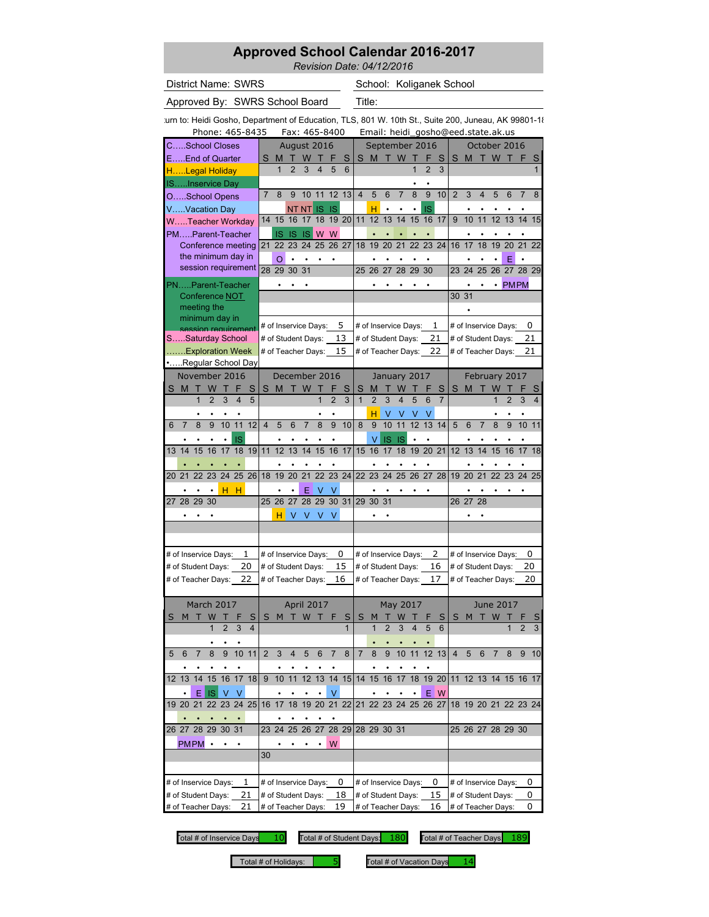# Approved School Calendar 2016-2017

*Revision Date: 04/12/2016*

District Name: SWRS

School: Koliganek School

Approved By: SWRS School Board

Title:

Return to: Heidi Gosho, Department of Education, TLS, 801 W. 10th St., Suite 200, Juneau, AK 99801-18

Phone: 465-8435 Fax: 465-8400 Email: heidi_gosho@eed.state.ak.us

**Legend**

- C.....School Closes
- E.....End of Quarter
- H.....Legal Holiday
- IS.....Inservice Day
- O.....School Opens
- V.....Vacation Day
- W.....Teacher Workday
- PM.....Parent-Teacher Conference meeting the minimum day in session requirement
- PN.....Parent-Teacher Conference NOT meeting the minimum day in session requirement
- S.....Saturday School
- .......Exploration Week
- •.....Regular School Day

## August 2016

| S | M | T | W | T | F | S |
|---|---|---|---|---|---|---|
| | 1 | 2 | 3 | 4 | 5 | 6 |
| 7 | 8 | 9 | 10 | 11 | 12 | 13 |
| | | NT | NT | IS | IS | |
| 14 | 15 | 16 | 17 | 18 | 19 | 20 |
| | IS | IS | IS | W | W | |
| 21 | 22 | 23 | 24 | 25 | 26 | 27 |
| | O | • | • | • | • | |
| 28 | 29 | 30 | 31 | | | |
| | • | • | • | | | |

# of Inservice Days: 5
# of Student Days: 13
# of Teacher Days: 15

## September 2016

| S | M | T | W | T | F | S |
|---|---|---|---|---|---|---|
| | | | | 1 | 2 | 3 |
| | | | | • | • | |
| 4 | 5 | 6 | 7 | 8 | 9 | 10 |
| | H | • | • | • | IS | |
| 11 | 12 | 13 | 14 | 15 | 16 | 17 |
| | • | • | • | • | • | |
| 18 | 19 | 20 | 21 | 22 | 23 | 24 |
| | • | • | • | • | • | |
| 25 | 26 | 27 | 28 | 29 | 30 | |
| | • | • | • | • | • | |

# of Inservice Days: 1
# of Student Days: 21
# of Teacher Days: 22

## October 2016

| S | M | T | W | T | F | S |
|---|---|---|---|---|---|---|
| | | | | | | 1 |
| 2 | 3 | 4 | 5 | 6 | 7 | 8 |
| | • | • | • | • | • | |
| 9 | 10 | 11 | 12 | 13 | 14 | 15 |
| | • | • | • | • | • | |
| 16 | 17 | 18 | 19 | 20 | 21 | 22 |
| | • | • | • | E | • | |
| 23 | 24 | 25 | 26 | 27 | 28 | 29 |
| | • | • | • | PM | PM | |
| 30 | 31 | | | | | |
| | • | | | | | |

# of Inservice Days: 0
# of Student Days: 21
# of Teacher Days: 21

## November 2016

| S | M | T | W | T | F | S |
|---|---|---|---|---|---|---|
| | | 1 | 2 | 3 | 4 | 5 |
| | | • | • | • | • | |
| 6 | 7 | 8 | 9 | 10 | 11 | 12 |
| | • | • | • | • | IS | |
| 13 | 14 | 15 | 16 | 17 | 18 | 19 |
| | • | • | • | • | • | |
| 20 | 21 | 22 | 23 | 24 | 25 | 26 |
| | • | • | • | H | H | |
| 27 | 28 | 29 | 30 | | | |
| | • | • | • | | | |

# of Inservice Days: 1
# of Student Days: 20
# of Teacher Days: 22

## December 2016

| S | M | T | W | T | F | S |
|---|---|---|---|---|---|---|
| | | | | 1 | 2 | 3 |
| | | | | • | • | |
| 4 | 5 | 6 | 7 | 8 | 9 | 10 |
| | • | • | • | • | • | |
| 11 | 12 | 13 | 14 | 15 | 16 | 17 |
| | • | • | • | • | • | |
| 18 | 19 | 20 | 21 | 22 | 23 | 24 |
| | • | • | E | V | V | |
| 25 | 26 | 27 | 28 | 29 | 30 | 31 |
| | H | V | V | V | V | |

# of Inservice Days: 0
# of Student Days: 15
# of Teacher Days: 16

## January 2017

| S | M | T | W | T | F | S |
|---|---|---|---|---|---|---|
| 1 | 2 | 3 | 4 | 5 | 6 | 7 |
| | H | V | V | V | V | |
| 8 | 9 | 10 | 11 | 12 | 13 | 14 |
| | V | IS | IS | • | • | |
| 15 | 16 | 17 | 18 | 19 | 20 | 21 |
| | • | • | • | • | • | |
| 22 | 23 | 24 | 25 | 26 | 27 | 28 |
| | • | • | • | • | • | |
| 29 | 30 | 31 | | | | |
| | • | • | | | | |

# of Inservice Days: 2
# of Student Days: 16
# of Teacher Days: 17

## February 2017

| S | M | T | W | T | F | S |
|---|---|---|---|---|---|---|
| | | | 1 | 2 | 3 | 4 |
| | | | • | • | • | |
| 5 | 6 | 7 | 8 | 9 | 10 | 11 |
| | • | • | • | • | • | |
| 12 | 13 | 14 | 15 | 16 | 17 | 18 |
| | • | • | • | • | • | |
| 19 | 20 | 21 | 22 | 23 | 24 | 25 |
| | • | • | • | • | • | |
| 26 | 27 | 28 | | | | |
| | • | • | | | | |

# of Inservice Days: 0
# of Student Days: 20
# of Teacher Days: 20

## March 2017

| S | M | T | W | T | F | S |
|---|---|---|---|---|---|---|
| | | | 1 | 2 | 3 | 4 |
| | | | • | • | • | |
| 5 | 6 | 7 | 8 | 9 | 10 | 11 |
| | • | • | • | • | • | |
| 12 | 13 | 14 | 15 | 16 | 17 | 18 |
| | • | E | IS | V | V | |
| 19 | 20 | 21 | 22 | 23 | 24 | 25 |
| | • | • | • | • | • | |
| 26 | 27 | 28 | 29 | 30 | 31 | |
| | PM | PM | • | • | • | |

# of Inservice Days: 1
# of Student Days: 21
# of Teacher Days: 21

## April 2017

| S | M | T | W | T | F | S |
|---|---|---|---|---|---|---|
| | | | | | | 1 |
| 2 | 3 | 4 | 5 | 6 | 7 | 8 |
| | • | • | • | • | • | |
| 9 | 10 | 11 | 12 | 13 | 14 | 15 |
| | • | • | • | • | V | |
| 16 | 17 | 18 | 19 | 20 | 21 | 22 |
| | • | • | • | • | • | |
| 23 | 24 | 25 | 26 | 27 | 28 | 29 |
| | • | • | • | • | W | |
| 30 | | | | | | |

# of Inservice Days: 0
# of Student Days: 18
# of Teacher Days: 19

## May 2017

| S | M | T | W | T | F | S |
|---|---|---|---|---|---|---|
| | 1 | 2 | 3 | 4 | 5 | 6 |
| | • | • | • | • | • | |
| 7 | 8 | 9 | 10 | 11 | 12 | 13 |
| | • | • | • | • | • | |
| 14 | 15 | 16 | 17 | 18 | 19 | 20 |
| | • | • | • | • | E | W |
| 21 | 22 | 23 | 24 | 25 | 26 | 27 |
| 28 | 29 | 30 | 31 | | | |

# of Inservice Days: 0
# of Student Days: 15
# of Teacher Days: 16

## June 2017

| S | M | T | W | T | F | S |
|---|---|---|---|---|---|---|
| | | | | 1 | 2 | 3 |
| 4 | 5 | 6 | 7 | 8 | 9 | 10 |
| 11 | 12 | 13 | 14 | 15 | 16 | 17 |
| 18 | 19 | 20 | 21 | 22 | 23 | 24 |
| 25 | 26 | 27 | 28 | 29 | 30 | |

# of Inservice Days: 0
# of Student Days: 0
# of Teacher Days: 0

## Totals

| | |
|---|---|
| Total # of Inservice Days | 10 |
| Total # of Student Days | 180 |
| Total # of Teacher Days | 189 |
| Total # of Holidays | 5 |
| Total # of Vacation Days | 14 |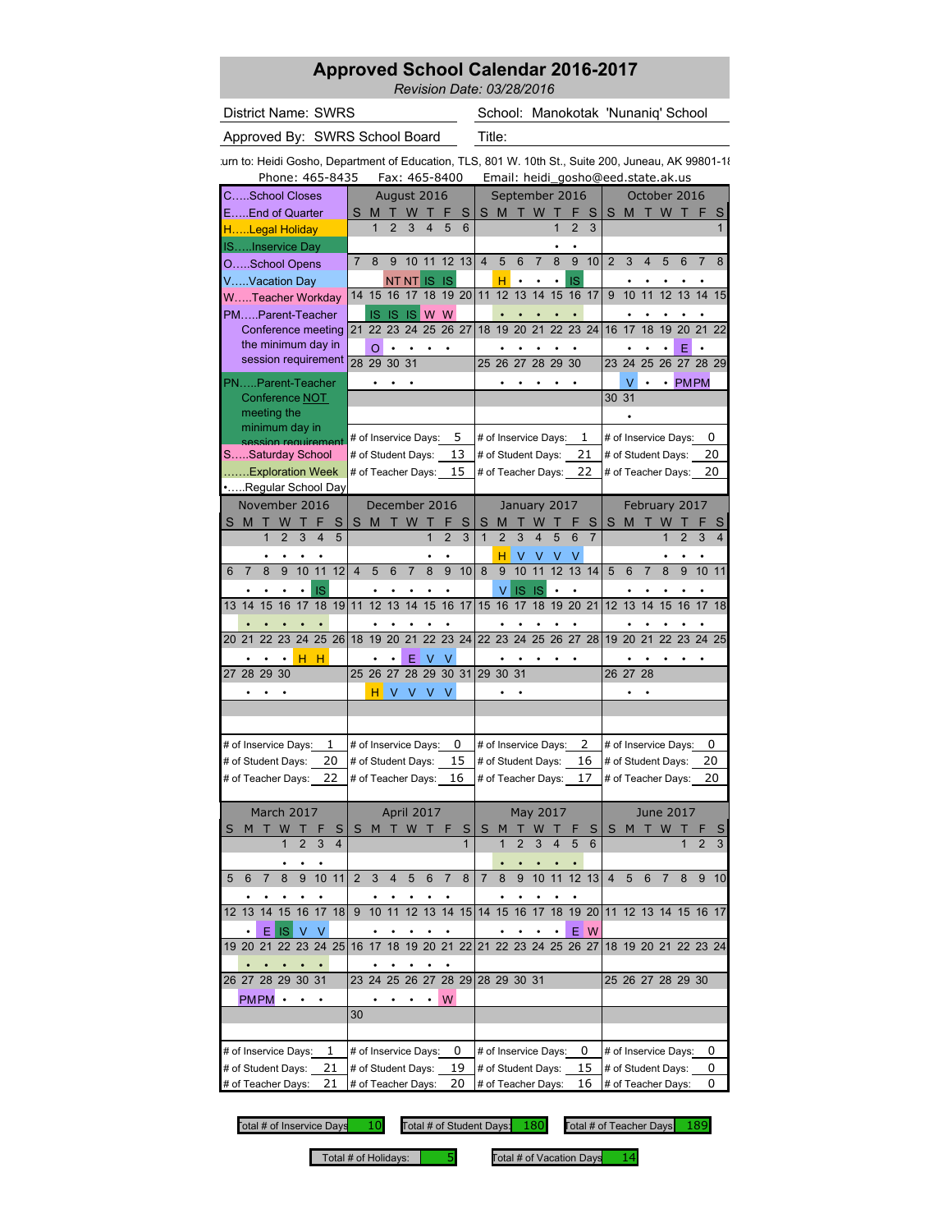# Approved School Calendar 2016-2017

*Revision Date: 03/28/2016*

District Name: SWRS

School: Manokotak 'Nunaniq' School

Approved By: SWRS School Board

Title:

Return to: Heidi Gosho, Department of Education, TLS, 801 W. 10th St., Suite 200, Juneau, AK 99801-1894

Phone: 465-8435 Fax: 465-8400 Email: heidi_gosho@eed.state.ak.us

**Legend**

- C…..School Closes
- E…..End of Quarter
- H…..Legal Holiday
- IS…..Inservice Day
- O…..School Opens
- V…..Vacation Day
- W…..Teacher Workday
- PM…..Parent-Teacher Conference meeting the minimum day in session requirement
- PN…..Parent-Teacher Conference NOT meeting the minimum day in session requirement
- S…..Saturday School
- …….Exploration Week
- •…..Regular School Day

## August 2016

| S | M | T | W | T | F | S |
|---|---|---|---|---|---|---|
| | 1 | 2 | 3 | 4 | 5 | 6 |
| 7 | 8 | 9 | 10 | 11 | 12 | 13 |
| | | NT | NT | IS | IS | |
| 14 | 15 | 16 | 17 | 18 | 19 | 20 |
| | IS | IS | IS | W | W | |
| 21 | 22 | 23 | 24 | 25 | 26 | 27 |
| | O | • | • | • | • | |
| 28 | 29 | 30 | 31 | | | |
| | • | • | • | | | |

# of Inservice Days: 5
# of Student Days: 13
# of Teacher Days: 15

## September 2016

| S | M | T | W | T | F | S |
|---|---|---|---|---|---|---|
| | | | | 1 | 2 | 3 |
| | | | | • | • | |
| 4 | 5 | 6 | 7 | 8 | 9 | 10 |
| | H | • | • | • | IS | |
| 11 | 12 | 13 | 14 | 15 | 16 | 17 |
| | • | • | • | • | • | |
| 18 | 19 | 20 | 21 | 22 | 23 | 24 |
| | • | • | • | • | • | |
| 25 | 26 | 27 | 28 | 29 | 30 | |
| | • | • | • | • | • | |

# of Inservice Days: 1
# of Student Days: 21
# of Teacher Days: 22

## October 2016

| S | M | T | W | T | F | S |
|---|---|---|---|---|---|---|
| | | | | | | 1 |
| 2 | 3 | 4 | 5 | 6 | 7 | 8 |
| | • | • | • | • | • | |
| 9 | 10 | 11 | 12 | 13 | 14 | 15 |
| | • | • | • | • | • | |
| 16 | 17 | 18 | 19 | 20 | 21 | 22 |
| | • | • | • | E | • | |
| 23 | 24 | 25 | 26 | 27 | 28 | 29 |
| | V | • | • | PM | PM | |
| 30 | 31 | | | | | |
| | • | | | | | |

# of Inservice Days: 0
# of Student Days: 20
# of Teacher Days: 20

## November 2016

| S | M | T | W | T | F | S |
|---|---|---|---|---|---|---|
| | | 1 | 2 | 3 | 4 | 5 |
| | | • | • | • | • | |
| 6 | 7 | 8 | 9 | 10 | 11 | 12 |
| | • | • | • | • | IS | |
| 13 | 14 | 15 | 16 | 17 | 18 | 19 |
| | • | • | • | • | • | |
| 20 | 21 | 22 | 23 | 24 | 25 | 26 |
| | • | • | • | H | H | |
| 27 | 28 | 29 | 30 | | | |
| | • | • | • | | | |

# of Inservice Days: 1
# of Student Days: 20
# of Teacher Days: 22

## December 2016

| S | M | T | W | T | F | S |
|---|---|---|---|---|---|---|
| | | | | 1 | 2 | 3 |
| | | | | • | • | |
| 4 | 5 | 6 | 7 | 8 | 9 | 10 |
| | • | • | • | • | • | |
| 11 | 12 | 13 | 14 | 15 | 16 | 17 |
| | • | • | • | • | • | |
| 18 | 19 | 20 | 21 | 22 | 23 | 24 |
| | • | • | E | V | V | |
| 25 | 26 | 27 | 28 | 29 | 30 | 31 |
| | H | V | V | V | V | |

# of Inservice Days: 0
# of Student Days: 15
# of Teacher Days: 16

## January 2017

| S | M | T | W | T | F | S |
|---|---|---|---|---|---|---|
| 1 | 2 | 3 | 4 | 5 | 6 | 7 |
| | H | V | V | V | V | |
| 8 | 9 | 10 | 11 | 12 | 13 | 14 |
| | V | IS | IS | • | • | |
| 15 | 16 | 17 | 18 | 19 | 20 | 21 |
| | • | • | • | • | • | |
| 22 | 23 | 24 | 25 | 26 | 27 | 28 |
| | • | • | • | • | • | |
| 29 | 30 | 31 | | | | |
| | • | • | | | | |

# of Inservice Days: 2
# of Student Days: 16
# of Teacher Days: 17

## February 2017

| S | M | T | W | T | F | S |
|---|---|---|---|---|---|---|
| | | | 1 | 2 | 3 | 4 |
| | | | • | • | • | |
| 5 | 6 | 7 | 8 | 9 | 10 | 11 |
| | • | • | • | • | • | |
| 12 | 13 | 14 | 15 | 16 | 17 | 18 |
| | • | • | • | • | • | |
| 19 | 20 | 21 | 22 | 23 | 24 | 25 |
| | • | • | • | • | • | |
| 26 | 27 | 28 | | | | |
| | • | • | | | | |

# of Inservice Days: 0
# of Student Days: 20
# of Teacher Days: 20

## March 2017

| S | M | T | W | T | F | S |
|---|---|---|---|---|---|---|
| | | | 1 | 2 | 3 | 4 |
| | | | • | • | • | |
| 5 | 6 | 7 | 8 | 9 | 10 | 11 |
| | • | • | • | • | • | |
| 12 | 13 | 14 | 15 | 16 | 17 | 18 |
| | • | E | IS | V | V | |
| 19 | 20 | 21 | 22 | 23 | 24 | 25 |
| | • | • | • | • | • | |
| 26 | 27 | 28 | 29 | 30 | 31 | |
| | PM | PM | • | • | • | |

# of Inservice Days: 1
# of Student Days: 21
# of Teacher Days: 21

## April 2017

| S | M | T | W | T | F | S |
|---|---|---|---|---|---|---|
| | | | | | | 1 |
| 2 | 3 | 4 | 5 | 6 | 7 | 8 |
| | • | • | • | • | • | |
| 9 | 10 | 11 | 12 | 13 | 14 | 15 |
| | • | • | • | • | • | |
| 16 | 17 | 18 | 19 | 20 | 21 | 22 |
| | • | • | • | • | • | |
| 23 | 24 | 25 | 26 | 27 | 28 | 29 |
| | • | • | • | • | W | |
| 30 | | | | | | |

# of Inservice Days: 0
# of Student Days: 19
# of Teacher Days: 20

## May 2017

| S | M | T | W | T | F | S |
|---|---|---|---|---|---|---|
| | 1 | 2 | 3 | 4 | 5 | 6 |
| | • | • | • | • | • | |
| 7 | 8 | 9 | 10 | 11 | 12 | 13 |
| | • | • | • | • | • | |
| 14 | 15 | 16 | 17 | 18 | 19 | 20 |
| | • | • | • | • | E | W |
| 21 | 22 | 23 | 24 | 25 | 26 | 27 |
| 28 | 29 | 30 | 31 | | | |

# of Inservice Days: 0
# of Student Days: 15
# of Teacher Days: 16

## June 2017

| S | M | T | W | T | F | S |
|---|---|---|---|---|---|---|
| | | | | 1 | 2 | 3 |
| 4 | 5 | 6 | 7 | 8 | 9 | 10 |
| 11 | 12 | 13 | 14 | 15 | 16 | 17 |
| 18 | 19 | 20 | 21 | 22 | 23 | 24 |
| 25 | 26 | 27 | 28 | 29 | 30 | |

# of Inservice Days: 0
# of Student Days: 0
# of Teacher Days: 0

## Totals

| | |
|---|---|
| Total # of Inservice Days | 10 |
| Total # of Student Days | 180 |
| Total # of Teacher Days | 189 |
| Total # of Holidays | 5 |
| Total # of Vacation Days | 14 |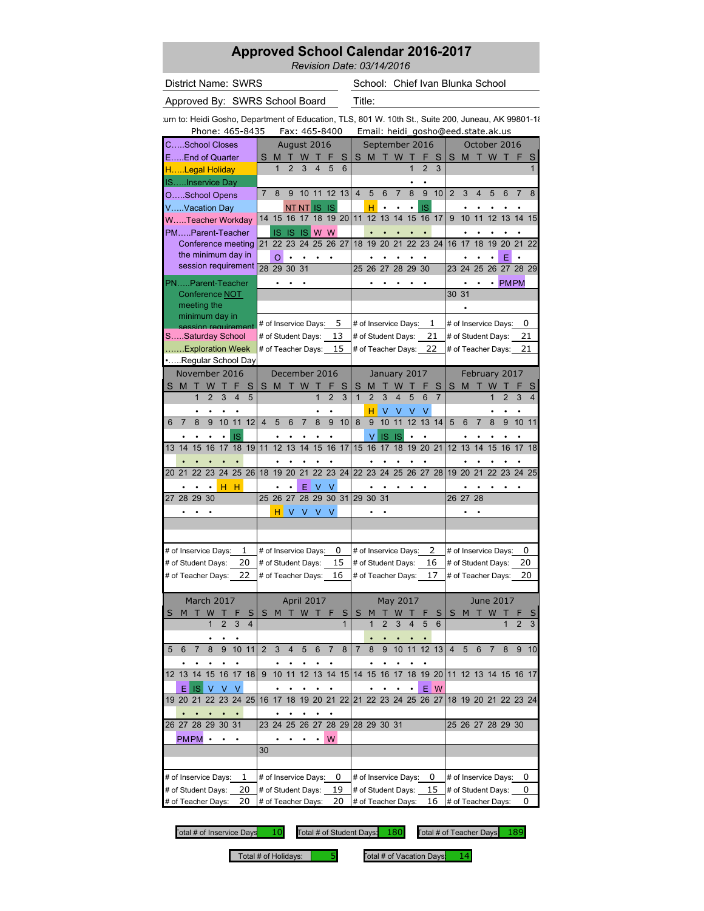# Approved School Calendar 2016-2017

*Revision Date: 03/14/2016*

District Name: SWRS

School: Chief Ivan Blunka School

Approved By: SWRS School Board

Title:

urn to: Heidi Gosho, Department of Education, TLS, 801 W. 10th St., Suite 200, Juneau, AK 99801-18

Phone: 465-8435 Fax: 465-8400 Email: heidi_gosho@eed.state.ak.us

**Legend:**

- C.....School Closes
- E.....End of Quarter
- H.....Legal Holiday
- IS.....Inservice Day
- O.....School Opens
- V.....Vacation Day
- W.....Teacher Workday
- PM.....Parent-Teacher Conference meeting the minimum day in session requirement
- PN.....Parent-Teacher Conference NOT meeting the minimum day in session requirement
- S.....Saturday School
- .......Exploration Week
- •.....Regular School Day

## August 2016

| S | M | T | W | T | F | S |
|---|---|---|---|---|---|---|
| | 1 | 2 | 3 | 4 | 5 | 6 |
| 7 | 8 | 9 | 10 | 11 | 12 | 13 |
| | | NT | NT | IS | IS | |
| 14 | 15 | 16 | 17 | 18 | 19 | 20 |
| | IS | IS | IS | W | W | |
| 21 | 22 | 23 | 24 | 25 | 26 | 27 |
| | O | • | • | • | • | |
| 28 | 29 | 30 | 31 | | | |
| | • | • | • | | | |

# of Inservice Days: 5
# of Student Days: 13
# of Teacher Days: 15

## September 2016

| S | M | T | W | T | F | S |
|---|---|---|---|---|---|---|
| | | | | 1 | 2 | 3 |
| | | | | • | • | |
| 4 | 5 | 6 | 7 | 8 | 9 | 10 |
| | H | • | • | • | IS | |
| 11 | 12 | 13 | 14 | 15 | 16 | 17 |
| | • | • | • | • | • | |
| 18 | 19 | 20 | 21 | 22 | 23 | 24 |
| | • | • | • | • | • | |
| 25 | 26 | 27 | 28 | 29 | 30 | |
| | • | • | • | • | • | |

# of Inservice Days: 1
# of Student Days: 21
# of Teacher Days: 22

## October 2016

| S | M | T | W | T | F | S |
|---|---|---|---|---|---|---|
| | | | | | | 1 |
| 2 | 3 | 4 | 5 | 6 | 7 | 8 |
| | • | • | • | • | • | |
| 9 | 10 | 11 | 12 | 13 | 14 | 15 |
| | • | • | • | • | • | |
| 16 | 17 | 18 | 19 | 20 | 21 | 22 |
| | • | • | • | E | • | |
| 23 | 24 | 25 | 26 | 27 | 28 | 29 |
| | • | • | • | PM | PM | |
| 30 | 31 | | | | | |
| | • | | | | | |

# of Inservice Days: 0
# of Student Days: 21
# of Teacher Days: 21

## November 2016

| S | M | T | W | T | F | S |
|---|---|---|---|---|---|---|
| | | 1 | 2 | 3 | 4 | 5 |
| | | • | • | • | • | |
| 6 | 7 | 8 | 9 | 10 | 11 | 12 |
| | • | • | • | • | IS | |
| 13 | 14 | 15 | 16 | 17 | 18 | 19 |
| | • | • | • | • | • | |
| 20 | 21 | 22 | 23 | 24 | 25 | 26 |
| | • | • | • | H | H | |
| 27 | 28 | 29 | 30 | | | |
| | • | • | • | | | |

# of Inservice Days: 1
# of Student Days: 20
# of Teacher Days: 22

## December 2016

| S | M | T | W | T | F | S |
|---|---|---|---|---|---|---|
| | | | | 1 | 2 | 3 |
| | | | | • | • | |
| 4 | 5 | 6 | 7 | 8 | 9 | 10 |
| | • | • | • | • | • | |
| 11 | 12 | 13 | 14 | 15 | 16 | 17 |
| | • | • | • | • | • | |
| 18 | 19 | 20 | 21 | 22 | 23 | 24 |
| | • | • | E | V | V | |
| 25 | 26 | 27 | 28 | 29 | 30 | 31 |
| | H | V | V | V | V | |

# of Inservice Days: 0
# of Student Days: 15
# of Teacher Days: 16

## January 2017

| S | M | T | W | T | F | S |
|---|---|---|---|---|---|---|
| 1 | 2 | 3 | 4 | 5 | 6 | 7 |
| | H | V | V | V | V | |
| 8 | 9 | 10 | 11 | 12 | 13 | 14 |
| | V | IS | IS | • | • | |
| 15 | 16 | 17 | 18 | 19 | 20 | 21 |
| | • | • | • | • | • | |
| 22 | 23 | 24 | 25 | 26 | 27 | 28 |
| | • | • | • | • | • | |
| 29 | 30 | 31 | | | | |
| | • | • | | | | |

# of Inservice Days: 2
# of Student Days: 16
# of Teacher Days: 17

## February 2017

| S | M | T | W | T | F | S |
|---|---|---|---|---|---|---|
| | | | 1 | 2 | 3 | 4 |
| | | | • | • | • | |
| 5 | 6 | 7 | 8 | 9 | 10 | 11 |
| | • | • | • | • | • | |
| 12 | 13 | 14 | 15 | 16 | 17 | 18 |
| | • | • | • | • | • | |
| 19 | 20 | 21 | 22 | 23 | 24 | 25 |
| | • | • | • | • | • | |
| 26 | 27 | 28 | | | | |
| | • | • | | | | |

# of Inservice Days: 0
# of Student Days: 20
# of Teacher Days: 20

## March 2017

| S | M | T | W | T | F | S |
|---|---|---|---|---|---|---|
| | | | 1 | 2 | 3 | 4 |
| | | | • | • | • | |
| 5 | 6 | 7 | 8 | 9 | 10 | 11 |
| | • | • | • | • | • | |
| 12 | 13 | 14 | 15 | 16 | 17 | 18 |
| | E | IS | V | V | V | |
| 19 | 20 | 21 | 22 | 23 | 24 | 25 |
| | • | • | • | • | • | |
| 26 | 27 | 28 | 29 | 30 | 31 | |
| | PM | PM | • | • | • | |

# of Inservice Days: 1
# of Student Days: 20
# of Teacher Days: 20

## April 2017

| S | M | T | W | T | F | S |
|---|---|---|---|---|---|---|
| | | | | | | 1 |
| 2 | 3 | 4 | 5 | 6 | 7 | 8 |
| | • | • | • | • | • | |
| 9 | 10 | 11 | 12 | 13 | 14 | 15 |
| | • | • | • | • | • | |
| 16 | 17 | 18 | 19 | 20 | 21 | 22 |
| | • | • | • | • | • | |
| 23 | 24 | 25 | 26 | 27 | 28 | 29 |
| | • | • | • | • | W | |
| 30 | | | | | | |

# of Inservice Days: 0
# of Student Days: 19
# of Teacher Days: 20

## May 2017

| S | M | T | W | T | F | S |
|---|---|---|---|---|---|---|
| | 1 | 2 | 3 | 4 | 5 | 6 |
| | • | • | • | • | • | |
| 7 | 8 | 9 | 10 | 11 | 12 | 13 |
| | • | • | • | • | • | |
| 14 | 15 | 16 | 17 | 18 | 19 | 20 |
| | • | • | • | • | E | W |
| 21 | 22 | 23 | 24 | 25 | 26 | 27 |
| 28 | 29 | 30 | 31 | | | |

# of Inservice Days: 0
# of Student Days: 15
# of Teacher Days: 16

## June 2017

| S | M | T | W | T | F | S |
|---|---|---|---|---|---|---|
| | | | | 1 | 2 | 3 |
| 4 | 5 | 6 | 7 | 8 | 9 | 10 |
| 11 | 12 | 13 | 14 | 15 | 16 | 17 |
| 18 | 19 | 20 | 21 | 22 | 23 | 24 |
| 25 | 26 | 27 | 28 | 29 | 30 | |

# of Inservice Days: 0
# of Student Days: 0
# of Teacher Days: 0

## Totals

| | |
|---|---|
| Total # of Inservice Days | 10 |
| Total # of Student Days | 180 |
| Total # of Teacher Days | 189 |
| Total # of Holidays: | 5 |
| Total # of Vacation Days | 14 |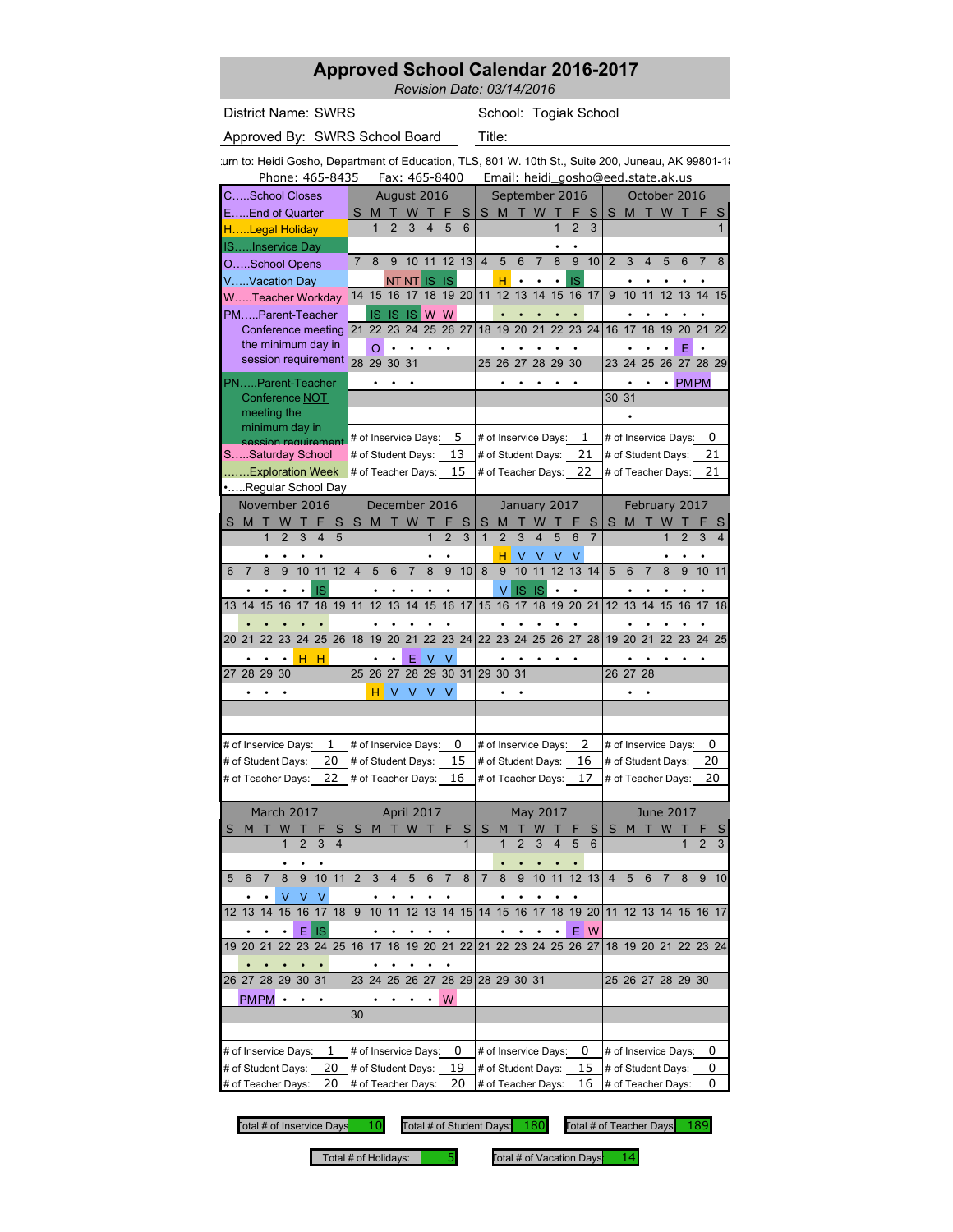# Approved School Calendar 2016-2017

*Revision Date: 03/14/2016*

District Name: SWRS | School: Togiak School

Approved By: SWRS School Board | Title:

turn to: Heidi Gosho, Department of Education, TLS, 801 W. 10th St., Suite 200, Juneau, AK 99801-18

Phone: 465-8435 Fax: 465-8400 Email: heidi_gosho@eed.state.ak.us

**Legend**

- C.....School Closes
- E.....End of Quarter
- H.....Legal Holiday
- IS.....Inservice Day
- O.....School Opens
- V.....Vacation Day
- W.....Teacher Workday
- PM.....Parent-Teacher Conference meeting the minimum day in session requirement
- PN.....Parent-Teacher Conference NOT meeting the minimum day in session requirement
- S.....Saturday School
- .......Exploration Week
- •.....Regular School Day

## August 2016

| S | M | T | W | T | F | S |
|---|---|---|---|---|---|---|
| | 1 | 2 | 3 | 4 | 5 | 6 |
| 7 | 8 | 9 | 10 | 11 | 12 | 13 |
| | | NT | NT | IS | IS | |
| 14 | 15 | 16 | 17 | 18 | 19 | 20 |
| | IS | IS | IS | W | W | |
| 21 | 22 | 23 | 24 | 25 | 26 | 27 |
| | O | • | • | • | • | |
| 28 | 29 | 30 | 31 | | | |
| | • | • | • | | | |

of Inservice Days: 5
of Student Days: 13
of Teacher Days: 15

## September 2016

| S | M | T | W | T | F | S |
|---|---|---|---|---|---|---|
| | | | | 1 | 2 | 3 |
| | | | | • | • | |
| 4 | 5 | 6 | 7 | 8 | 9 | 10 |
| | H | • | • | • | IS | |
| 11 | 12 | 13 | 14 | 15 | 16 | 17 |
| | • | • | • | • | • | |
| 18 | 19 | 20 | 21 | 22 | 23 | 24 |
| | • | • | • | • | • | |
| 25 | 26 | 27 | 28 | 29 | 30 | |
| | • | • | • | • | • | |

of Inservice Days: 1
of Student Days: 21
of Teacher Days: 22

## October 2016

| S | M | T | W | T | F | S |
|---|---|---|---|---|---|---|
| | | | | | | 1 |
| 2 | 3 | 4 | 5 | 6 | 7 | 8 |
| | • | • | • | • | • | |
| 9 | 10 | 11 | 12 | 13 | 14 | 15 |
| | • | • | • | • | • | |
| 16 | 17 | 18 | 19 | 20 | 21 | 22 |
| | • | • | • | E | • | |
| 23 | 24 | 25 | 26 | 27 | 28 | 29 |
| | • | • | • | PM | PM | |
| 30 | 31 | | | | | |
| | • | | | | | |

of Inservice Days: 0
of Student Days: 21
of Teacher Days: 21

## November 2016

| S | M | T | W | T | F | S |
|---|---|---|---|---|---|---|
| | | 1 | 2 | 3 | 4 | 5 |
| | | • | • | • | • | |
| 6 | 7 | 8 | 9 | 10 | 11 | 12 |
| | • | • | • | • | IS | |
| 13 | 14 | 15 | 16 | 17 | 18 | 19 |
| | • | • | • | • | • | |
| 20 | 21 | 22 | 23 | 24 | 25 | 26 |
| | • | • | • | H | H | |
| 27 | 28 | 29 | 30 | | | |
| | • | • | • | | | |

of Inservice Days: 1
of Student Days: 20
of Teacher Days: 22

## December 2016

| S | M | T | W | T | F | S |
|---|---|---|---|---|---|---|
| | | | | 1 | 2 | 3 |
| | | | | • | • | |
| 4 | 5 | 6 | 7 | 8 | 9 | 10 |
| | • | • | • | • | • | |
| 11 | 12 | 13 | 14 | 15 | 16 | 17 |
| | • | • | • | • | • | |
| 18 | 19 | 20 | 21 | 22 | 23 | 24 |
| | • | • | E | V | V | |
| 25 | 26 | 27 | 28 | 29 | 30 | 31 |
| | H | V | V | V | V | |

of Inservice Days: 0
of Student Days: 15
of Teacher Days: 16

## January 2017

| S | M | T | W | T | F | S |
|---|---|---|---|---|---|---|
| 1 | 2 | 3 | 4 | 5 | 6 | 7 |
| | H | V | V | V | V | |
| 8 | 9 | 10 | 11 | 12 | 13 | 14 |
| | V | IS | IS | • | • | |
| 15 | 16 | 17 | 18 | 19 | 20 | 21 |
| | • | • | • | • | • | |
| 22 | 23 | 24 | 25 | 26 | 27 | 28 |
| | • | • | • | • | • | |
| 29 | 30 | 31 | | | | |
| | • | • | | | | |

of Inservice Days: 2
of Student Days: 16
of Teacher Days: 17

## February 2017

| S | M | T | W | T | F | S |
|---|---|---|---|---|---|---|
| | | | 1 | 2 | 3 | 4 |
| | | | • | • | • | |
| 5 | 6 | 7 | 8 | 9 | 10 | 11 |
| | • | • | • | • | • | |
| 12 | 13 | 14 | 15 | 16 | 17 | 18 |
| | • | • | • | • | • | |
| 19 | 20 | 21 | 22 | 23 | 24 | 25 |
| | • | • | • | • | • | |
| 26 | 27 | 28 | | | | |
| | • | • | | | | |

of Inservice Days: 0
of Student Days: 20
of Teacher Days: 20

## March 2017

| S | M | T | W | T | F | S |
|---|---|---|---|---|---|---|
| | | | 1 | 2 | 3 | 4 |
| | | | • | • | • | |
| 5 | 6 | 7 | 8 | 9 | 10 | 11 |
| | • | • | V | V | V | |
| 12 | 13 | 14 | 15 | 16 | 17 | 18 |
| | • | • | • | E | IS | |
| 19 | 20 | 21 | 22 | 23 | 24 | 25 |
| | • | • | • | • | • | |
| 26 | 27 | 28 | 29 | 30 | 31 | |
| | PM | PM | • | • | • | |

of Inservice Days: 1
of Student Days: 20
of Teacher Days: 20

## April 2017

| S | M | T | W | T | F | S |
|---|---|---|---|---|---|---|
| | | | | | | 1 |
| 2 | 3 | 4 | 5 | 6 | 7 | 8 |
| | • | • | • | • | • | |
| 9 | 10 | 11 | 12 | 13 | 14 | 15 |
| | • | • | • | • | • | |
| 16 | 17 | 18 | 19 | 20 | 21 | 22 |
| | • | • | • | • | • | |
| 23 | 24 | 25 | 26 | 27 | 28 | 29 |
| | • | • | • | • | W | |
| 30 | | | | | | |

of Inservice Days: 0
of Student Days: 19
of Teacher Days: 20

## May 2017

| S | M | T | W | T | F | S |
|---|---|---|---|---|---|---|
| | 1 | 2 | 3 | 4 | 5 | 6 |
| | • | • | • | • | • | |
| 7 | 8 | 9 | 10 | 11 | 12 | 13 |
| | • | • | • | • | • | |
| 14 | 15 | 16 | 17 | 18 | 19 | 20 |
| | • | • | • | • | E | W |
| 21 | 22 | 23 | 24 | 25 | 26 | 27 |
| 28 | 29 | 30 | 31 | | | |

of Inservice Days: 0
of Student Days: 15
of Teacher Days: 16

## June 2017

| S | M | T | W | T | F | S |
|---|---|---|---|---|---|---|
| | | | | 1 | 2 | 3 |
| 4 | 5 | 6 | 7 | 8 | 9 | 10 |
| 11 | 12 | 13 | 14 | 15 | 16 | 17 |
| 18 | 19 | 20 | 21 | 22 | 23 | 24 |
| 25 | 26 | 27 | 28 | 29 | 30 | |

of Inservice Days: 0
of Student Days: 0
of Teacher Days: 0

## Totals

| Total # of Inservice Days | Total # of Student Days | Total # of Teacher Days | Total # of Holidays | Total # of Vacation Days |
|---|---|---|---|---|
| 10 | 180 | 189 | 5 | 14 |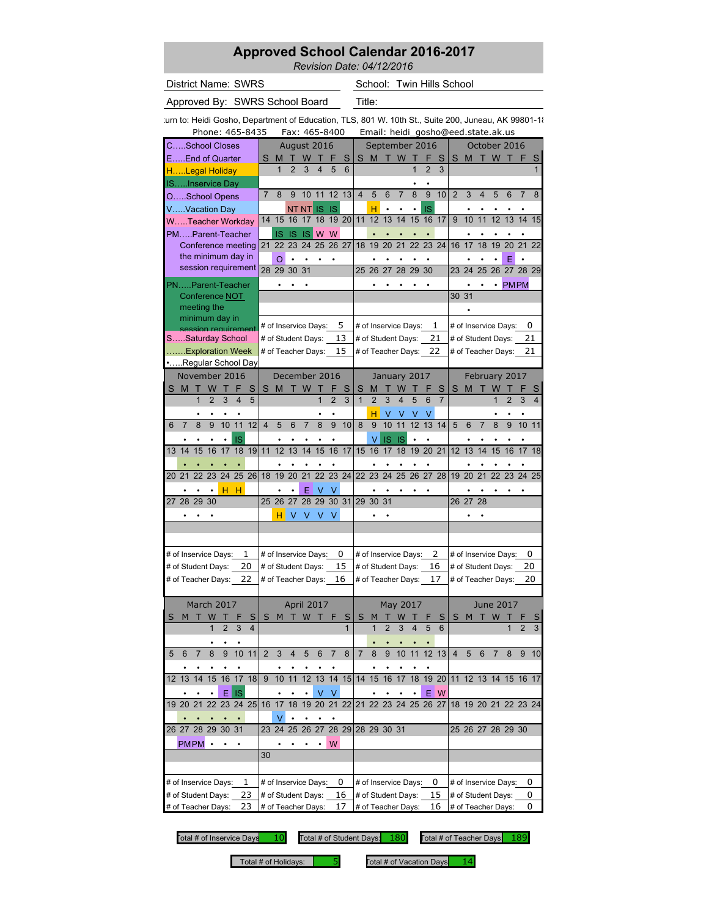# Approved School Calendar 2016-2017

*Revision Date: 04/12/2016*

District Name: SWRS

School: Twin Hills School

Approved By: SWRS School Board

Title:

Return to: Heidi Gosho, Department of Education, TLS, 801 W. 10th St., Suite 200, Juneau, AK 99801-18

Phone: 465-8435 Fax: 465-8400 Email: heidi_gosho@eed.state.ak.us

**Legend:**

- C.....School Closes
- E.....End of Quarter
- H.....Legal Holiday
- IS.....Inservice Day
- O.....School Opens
- V.....Vacation Day
- W.....Teacher Workday
- PM.....Parent-Teacher Conference meeting the minimum day in session requirement
- PN.....Parent-Teacher Conference NOT meeting the minimum day in session requirement
- S.....Saturday School
- .......Exploration Week
- •.....Regular School Day

## August 2016

| S | M | T | W | T | F | S |
|---|---|---|---|---|---|---|
| | 1 | 2 | 3 | 4 | 5 | 6 |
| 7 | 8 | 9 | 10 | 11 | 12 | 13 |
| | | NT | NT | IS | IS | |
| 14 | 15 | 16 | 17 | 18 | 19 | 20 |
| | IS | IS | IS | W | W | |
| 21 | 22 | 23 | 24 | 25 | 26 | 27 |
| | O | • | • | • | • | |
| 28 | 29 | 30 | 31 | | | |
| | • | • | • | | | |

\# of Inservice Days: 5
\# of Student Days: 13
\# of Teacher Days: 15

## September 2016

| S | M | T | W | T | F | S |
|---|---|---|---|---|---|---|
| | | | | 1 | 2 | 3 |
| | | | | • | • | |
| 4 | 5 | 6 | 7 | 8 | 9 | 10 |
| | H | • | • | • | IS | |
| 11 | 12 | 13 | 14 | 15 | 16 | 17 |
| | • | • | • | • | • | |
| 18 | 19 | 20 | 21 | 22 | 23 | 24 |
| | • | • | • | • | • | |
| 25 | 26 | 27 | 28 | 29 | 30 | |
| | • | • | • | • | • | |

\# of Inservice Days: 1
\# of Student Days: 21
\# of Teacher Days: 22

## October 2016

| S | M | T | W | T | F | S |
|---|---|---|---|---|---|---|
| | | | | | | 1 |
| 2 | 3 | 4 | 5 | 6 | 7 | 8 |
| | • | • | • | • | • | |
| 9 | 10 | 11 | 12 | 13 | 14 | 15 |
| | • | • | • | • | • | |
| 16 | 17 | 18 | 19 | 20 | 21 | 22 |
| | • | • | • | E | • | |
| 23 | 24 | 25 | 26 | 27 | 28 | 29 |
| | • | • | • | PM | PM | |
| 30 | 31 | | | | | |
| | • | | | | | |

\# of Inservice Days: 0
\# of Student Days: 21
\# of Teacher Days: 21

## November 2016

| S | M | T | W | T | F | S |
|---|---|---|---|---|---|---|
| | | 1 | 2 | 3 | 4 | 5 |
| | | • | • | • | • | |
| 6 | 7 | 8 | 9 | 10 | 11 | 12 |
| | • | • | • | • | IS | |
| 13 | 14 | 15 | 16 | 17 | 18 | 19 |
| | • | • | • | • | • | |
| 20 | 21 | 22 | 23 | 24 | 25 | 26 |
| | • | • | • | H | H | |
| 27 | 28 | 29 | 30 | | | |
| | • | • | • | | | |

\# of Inservice Days: 1
\# of Student Days: 20
\# of Teacher Days: 22

## December 2016

| S | M | T | W | T | F | S |
|---|---|---|---|---|---|---|
| | | | | 1 | 2 | 3 |
| | | | | • | • | |
| 4 | 5 | 6 | 7 | 8 | 9 | 10 |
| | • | • | • | • | • | |
| 11 | 12 | 13 | 14 | 15 | 16 | 17 |
| | • | • | • | • | • | |
| 18 | 19 | 20 | 21 | 22 | 23 | 24 |
| | • | • | E | V | V | |
| 25 | 26 | 27 | 28 | 29 | 30 | 31 |
| | H | V | V | V | V | |

\# of Inservice Days: 0
\# of Student Days: 15
\# of Teacher Days: 16

## January 2017

| S | M | T | W | T | F | S |
|---|---|---|---|---|---|---|
| 1 | 2 | 3 | 4 | 5 | 6 | 7 |
| | H | V | V | V | V | |
| 8 | 9 | 10 | 11 | 12 | 13 | 14 |
| | V | IS | IS | • | • | |
| 15 | 16 | 17 | 18 | 19 | 20 | 21 |
| | • | • | • | • | • | |
| 22 | 23 | 24 | 25 | 26 | 27 | 28 |
| | • | • | • | • | • | |
| 29 | 30 | 31 | | | | |
| | • | • | | | | |

\# of Inservice Days: 2
\# of Student Days: 16
\# of Teacher Days: 17

## February 2017

| S | M | T | W | T | F | S |
|---|---|---|---|---|---|---|
| | | | 1 | 2 | 3 | 4 |
| | | | • | • | • | |
| 5 | 6 | 7 | 8 | 9 | 10 | 11 |
| | • | • | • | • | • | |
| 12 | 13 | 14 | 15 | 16 | 17 | 18 |
| | • | • | • | • | • | |
| 19 | 20 | 21 | 22 | 23 | 24 | 25 |
| | • | • | • | • | • | |
| 26 | 27 | 28 | | | | |
| | • | • | | | | |

\# of Inservice Days: 0
\# of Student Days: 20
\# of Teacher Days: 20

## March 2017

| S | M | T | W | T | F | S |
|---|---|---|---|---|---|---|
| | | | 1 | 2 | 3 | 4 |
| | | | • | • | • | |
| 5 | 6 | 7 | 8 | 9 | 10 | 11 |
| | • | • | • | • | • | |
| 12 | 13 | 14 | 15 | 16 | 17 | 18 |
| | • | • | • | E | IS | |
| 19 | 20 | 21 | 22 | 23 | 24 | 25 |
| | • | • | • | • | • | |
| 26 | 27 | 28 | 29 | 30 | 31 | |
| | PM | PM | • | • | • | |

\# of Inservice Days: 1
\# of Student Days: 23
\# of Teacher Days: 23

## April 2017

| S | M | T | W | T | F | S |
|---|---|---|---|---|---|---|
| | | | | | | 1 |
| 2 | 3 | 4 | 5 | 6 | 7 | 8 |
| | • | • | • | • | • | |
| 9 | 10 | 11 | 12 | 13 | 14 | 15 |
| | • | • | • | V | V | |
| 16 | 17 | 18 | 19 | 20 | 21 | 22 |
| | V | • | • | • | • | |
| 23 | 24 | 25 | 26 | 27 | 28 | 29 |
| | • | • | • | • | W | |
| 30 | | | | | | |

\# of Inservice Days: 0
\# of Student Days: 16
\# of Teacher Days: 17

## May 2017

| S | M | T | W | T | F | S |
|---|---|---|---|---|---|---|
| | 1 | 2 | 3 | 4 | 5 | 6 |
| | • | • | • | • | • | |
| 7 | 8 | 9 | 10 | 11 | 12 | 13 |
| | • | • | • | • | • | |
| 14 | 15 | 16 | 17 | 18 | 19 | 20 |
| | • | • | • | • | E | W |
| 21 | 22 | 23 | 24 | 25 | 26 | 27 |
| 28 | 29 | 30 | 31 | | | |

\# of Inservice Days: 0
\# of Student Days: 15
\# of Teacher Days: 16

## June 2017

| S | M | T | W | T | F | S |
|---|---|---|---|---|---|---|
| | | | | 1 | 2 | 3 |
| 4 | 5 | 6 | 7 | 8 | 9 | 10 |
| 11 | 12 | 13 | 14 | 15 | 16 | 17 |
| 18 | 19 | 20 | 21 | 22 | 23 | 24 |
| 25 | 26 | 27 | 28 | 29 | 30 | |

\# of Inservice Days: 0
\# of Student Days: 0
\# of Teacher Days: 0

## Totals

| | |
|---|---|
| Total # of Inservice Days | 10 |
| Total # of Student Days | 180 |
| Total # of Teacher Days | 189 |
| Total # of Holidays: | 5 |
| Total # of Vacation Days | 14 |